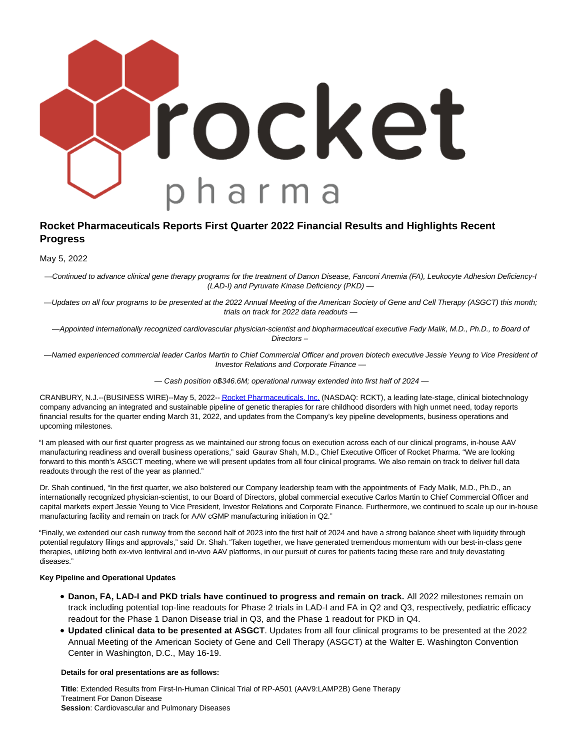# Rocket Pharmaceuticals Reports First Quarter 2022 Financial Results and Highlights Recent Progress

May 5, 2022

*—Continued to advance clinical gene therapy programs for the treatment of Danon Disease, Fanconi Anemia (FA), Leukocyte Adhesion Deficiency-I (LAD-I) and Pyruvate Kinase Deficiency (PKD) —*

*—Updates on all four programs to be presented at the 2022 Annual Meeting of the American Society of Gene and Cell Therapy (ASGCT) this month; trials on track for 2022 data readouts —*

*—Appointed internationally recognized cardiovascular physician-scientist and biopharmaceutical executive Fady Malik, M.D., Ph.D., to Board of Directors –*

*—Named experienced commercial leader Carlos Martin to Chief Commercial Officer and proven biotech executive Jessie Yeung to Vice President of Investor Relations and Corporate Finance —*

*— Cash position of $346.6M; operational runway extended into first half of 2024 —*

CRANBURY, N.J.--(BUSINESS WIRE)--May 5, 2022-- Rocket Pharmaceuticals, Inc. (NASDAQ: RCKT), a leading late-stage, clinical biotechnology company advancing an integrated and sustainable pipeline of genetic therapies for rare childhood disorders with high unmet need, today reports financial results for the quarter ending March 31, 2022, and updates from the Company's key pipeline developments, business operations and upcoming milestones.

"I am pleased with our first quarter progress as we maintained our strong focus on execution across each of our clinical programs, in-house AAV manufacturing readiness and overall business operations," said Gaurav Shah, M.D., Chief Executive Officer of Rocket Pharma. "We are looking forward to this month's ASGCT meeting, where we will present updates from all four clinical programs. We also remain on track to deliver full data readouts through the rest of the year as planned."

Dr. Shah continued, "In the first quarter, we also bolstered our Company leadership team with the appointments of Fady Malik, M.D., Ph.D., an internationally recognized physician-scientist, to our Board of Directors, global commercial executive Carlos Martin to Chief Commercial Officer and capital markets expert Jessie Yeung to Vice President, Investor Relations and Corporate Finance. Furthermore, we continued to scale up our in-house manufacturing facility and remain on track for AAV cGMP manufacturing initiation in Q2."

"Finally, we extended our cash runway from the second half of 2023 into the first half of 2024 and have a strong balance sheet with liquidity through potential regulatory filings and approvals," said Dr. Shah. "Taken together, we have generated tremendous momentum with our best-in-class gene therapies, utilizing both ex-vivo lentiviral and in-vivo AAV platforms, in our pursuit of cures for patients facing these rare and truly devastating diseases."

**Key Pipeline and Operational Updates**

- **Danon, FA, LAD-I and PKD trials have continued to progress and remain on track.** All 2022 milestones remain on track including potential top-line readouts for Phase 2 trials in LAD-I and FA in Q2 and Q3, respectively, pediatric efficacy readout for the Phase 1 Danon Disease trial in Q3, and the Phase 1 readout for PKD in Q4.
- **Updated clinical data to be presented at ASGCT**. Updates from all four clinical programs to be presented at the 2022 Annual Meeting of the American Society of Gene and Cell Therapy (ASGCT) at the Walter E. Washington Convention Center in Washington, D.C., May 16-19.

**Details for oral presentations are as follows:**

**Title**: Extended Results from First-In-Human Clinical Trial of RP-A501 (AAV9:LAMP2B) Gene Therapy Treatment For Danon Disease
**Session**: Cardiovascular and Pulmonary Diseases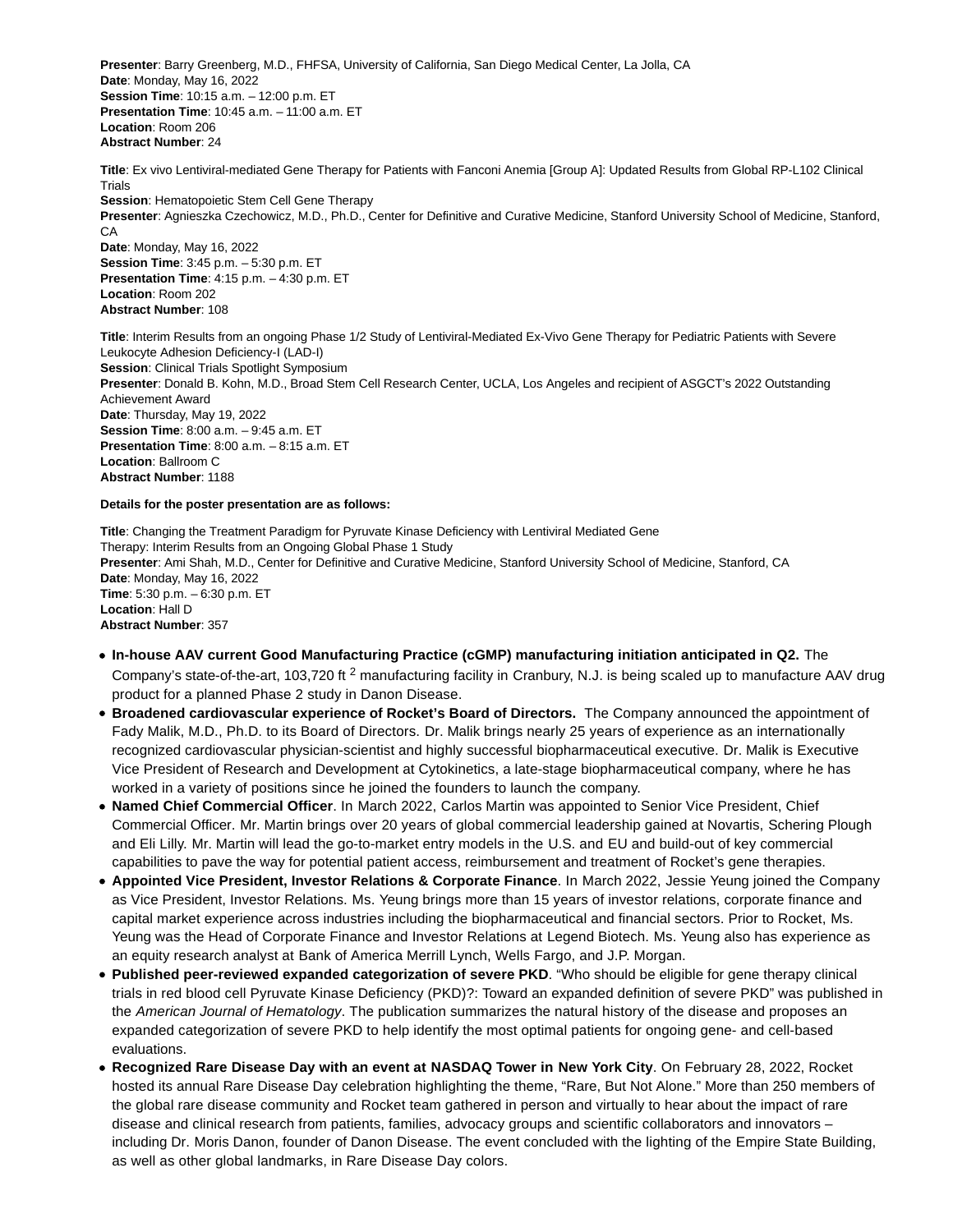**Presenter**: Barry Greenberg, M.D., FHFSA, University of California, San Diego Medical Center, La Jolla, CA
**Date**: Monday, May 16, 2022
**Session Time**: 10:15 a.m. – 12:00 p.m. ET
**Presentation Time**: 10:45 a.m. – 11:00 a.m. ET
**Location**: Room 206
**Abstract Number**: 24

**Title**: Ex vivo Lentiviral-mediated Gene Therapy for Patients with Fanconi Anemia [Group A]: Updated Results from Global RP-L102 Clinical Trials
**Session**: Hematopoietic Stem Cell Gene Therapy
**Presenter**: Agnieszka Czechowicz, M.D., Ph.D., Center for Definitive and Curative Medicine, Stanford University School of Medicine, Stanford, CA
**Date**: Monday, May 16, 2022
**Session Time**: 3:45 p.m. – 5:30 p.m. ET
**Presentation Time**: 4:15 p.m. – 4:30 p.m. ET
**Location**: Room 202
**Abstract Number**: 108

**Title**: Interim Results from an ongoing Phase 1/2 Study of Lentiviral-Mediated Ex-Vivo Gene Therapy for Pediatric Patients with Severe Leukocyte Adhesion Deficiency-I (LAD-I)
**Session**: Clinical Trials Spotlight Symposium
**Presenter**: Donald B. Kohn, M.D., Broad Stem Cell Research Center, UCLA, Los Angeles and recipient of ASGCT's 2022 Outstanding Achievement Award
**Date**: Thursday, May 19, 2022
**Session Time**: 8:00 a.m. – 9:45 a.m. ET
**Presentation Time**: 8:00 a.m. – 8:15 a.m. ET
**Location**: Ballroom C
**Abstract Number**: 1188

**Details for the poster presentation are as follows:**

**Title**: Changing the Treatment Paradigm for Pyruvate Kinase Deficiency with Lentiviral Mediated Gene Therapy: Interim Results from an Ongoing Global Phase 1 Study
**Presenter**: Ami Shah, M.D., Center for Definitive and Curative Medicine, Stanford University School of Medicine, Stanford, CA
**Date**: Monday, May 16, 2022
**Time**: 5:30 p.m. – 6:30 p.m. ET
**Location**: Hall D
**Abstract Number**: 357

- **In-house AAV current Good Manufacturing Practice (cGMP) manufacturing initiation anticipated in Q2.** The Company's state-of-the-art, 103,720 ft $^2$ manufacturing facility in Cranbury, N.J. is being scaled up to manufacture AAV drug product for a planned Phase 2 study in Danon Disease.
- **Broadened cardiovascular experience of Rocket's Board of Directors.** The Company announced the appointment of Fady Malik, M.D., Ph.D. to its Board of Directors. Dr. Malik brings nearly 25 years of experience as an internationally recognized cardiovascular physician-scientist and highly successful biopharmaceutical executive. Dr. Malik is Executive Vice President of Research and Development at Cytokinetics, a late-stage biopharmaceutical company, where he has worked in a variety of positions since he joined the founders to launch the company.
- **Named Chief Commercial Officer**. In March 2022, Carlos Martin was appointed to Senior Vice President, Chief Commercial Officer. Mr. Martin brings over 20 years of global commercial leadership gained at Novartis, Schering Plough and Eli Lilly. Mr. Martin will lead the go-to-market entry models in the U.S. and EU and build-out of key commercial capabilities to pave the way for potential patient access, reimbursement and treatment of Rocket's gene therapies.
- **Appointed Vice President, Investor Relations & Corporate Finance**. In March 2022, Jessie Yeung joined the Company as Vice President, Investor Relations. Ms. Yeung brings more than 15 years of investor relations, corporate finance and capital market experience across industries including the biopharmaceutical and financial sectors. Prior to Rocket, Ms. Yeung was the Head of Corporate Finance and Investor Relations at Legend Biotech. Ms. Yeung also has experience as an equity research analyst at Bank of America Merrill Lynch, Wells Fargo, and J.P. Morgan.
- **Published peer-reviewed expanded categorization of severe PKD**. "Who should be eligible for gene therapy clinical trials in red blood cell Pyruvate Kinase Deficiency (PKD)?: Toward an expanded definition of severe PKD" was published in the *American Journal of Hematology*. The publication summarizes the natural history of the disease and proposes an expanded categorization of severe PKD to help identify the most optimal patients for ongoing gene- and cell-based evaluations.
- **Recognized Rare Disease Day with an event at NASDAQ Tower in New York City**. On February 28, 2022, Rocket hosted its annual Rare Disease Day celebration highlighting the theme, "Rare, But Not Alone." More than 250 members of the global rare disease community and Rocket team gathered in person and virtually to hear about the impact of rare disease and clinical research from patients, families, advocacy groups and scientific collaborators and innovators – including Dr. Moris Danon, founder of Danon Disease. The event concluded with the lighting of the Empire State Building, as well as other global landmarks, in Rare Disease Day colors.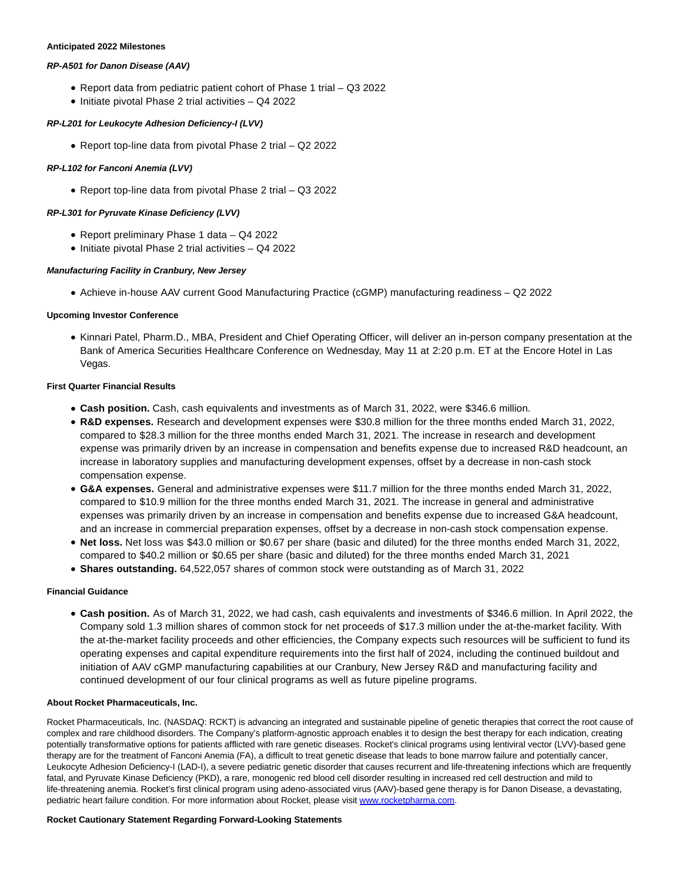**Anticipated 2022 Milestones**

***RP-A501 for Danon Disease (AAV)***

- Report data from pediatric patient cohort of Phase 1 trial – Q3 2022
- Initiate pivotal Phase 2 trial activities – Q4 2022

***RP-L201 for Leukocyte Adhesion Deficiency-I (LVV)***

- Report top-line data from pivotal Phase 2 trial – Q2 2022

***RP-L102 for Fanconi Anemia (LVV)***

- Report top-line data from pivotal Phase 2 trial – Q3 2022

***RP-L301 for Pyruvate Kinase Deficiency (LVV)***

- Report preliminary Phase 1 data – Q4 2022
- Initiate pivotal Phase 2 trial activities – Q4 2022

***Manufacturing Facility in Cranbury, New Jersey***

- Achieve in-house AAV current Good Manufacturing Practice (cGMP) manufacturing readiness – Q2 2022

**Upcoming Investor Conference**

- Kinnari Patel, Pharm.D., MBA, President and Chief Operating Officer, will deliver an in-person company presentation at the Bank of America Securities Healthcare Conference on Wednesday, May 11 at 2:20 p.m. ET at the Encore Hotel in Las Vegas.

**First Quarter Financial Results**

- **Cash position.** Cash, cash equivalents and investments as of March 31, 2022, were $346.6 million.
- **R&D expenses.** Research and development expenses were $30.8 million for the three months ended March 31, 2022, compared to $28.3 million for the three months ended March 31, 2021. The increase in research and development expense was primarily driven by an increase in compensation and benefits expense due to increased R&D headcount, an increase in laboratory supplies and manufacturing development expenses, offset by a decrease in non-cash stock compensation expense.
- **G&A expenses.** General and administrative expenses were $11.7 million for the three months ended March 31, 2022, compared to $10.9 million for the three months ended March 31, 2021. The increase in general and administrative expenses was primarily driven by an increase in compensation and benefits expense due to increased G&A headcount, and an increase in commercial preparation expenses, offset by a decrease in non-cash stock compensation expense.
- **Net loss.** Net loss was $43.0 million or $0.67 per share (basic and diluted) for the three months ended March 31, 2022, compared to $40.2 million or $0.65 per share (basic and diluted) for the three months ended March 31, 2021
- **Shares outstanding.** 64,522,057 shares of common stock were outstanding as of March 31, 2022

**Financial Guidance**

- **Cash position.** As of March 31, 2022, we had cash, cash equivalents and investments of $346.6 million. In April 2022, the Company sold 1.3 million shares of common stock for net proceeds of $17.3 million under the at-the-market facility. With the at-the-market facility proceeds and other efficiencies, the Company expects such resources will be sufficient to fund its operating expenses and capital expenditure requirements into the first half of 2024, including the continued buildout and initiation of AAV cGMP manufacturing capabilities at our Cranbury, New Jersey R&D and manufacturing facility and continued development of our four clinical programs as well as future pipeline programs.

**About Rocket Pharmaceuticals, Inc.**

Rocket Pharmaceuticals, Inc. (NASDAQ: RCKT) is advancing an integrated and sustainable pipeline of genetic therapies that correct the root cause of complex and rare childhood disorders. The Company's platform-agnostic approach enables it to design the best therapy for each indication, creating potentially transformative options for patients afflicted with rare genetic diseases. Rocket's clinical programs using lentiviral vector (LVV)-based gene therapy are for the treatment of Fanconi Anemia (FA), a difficult to treat genetic disease that leads to bone marrow failure and potentially cancer, Leukocyte Adhesion Deficiency-I (LAD-I), a severe pediatric genetic disorder that causes recurrent and life-threatening infections which are frequently fatal, and Pyruvate Kinase Deficiency (PKD), a rare, monogenic red blood cell disorder resulting in increased red cell destruction and mild to life-threatening anemia. Rocket's first clinical program using adeno-associated virus (AAV)-based gene therapy is for Danon Disease, a devastating, pediatric heart failure condition. For more information about Rocket, please visit www.rocketpharma.com.

**Rocket Cautionary Statement Regarding Forward-Looking Statements**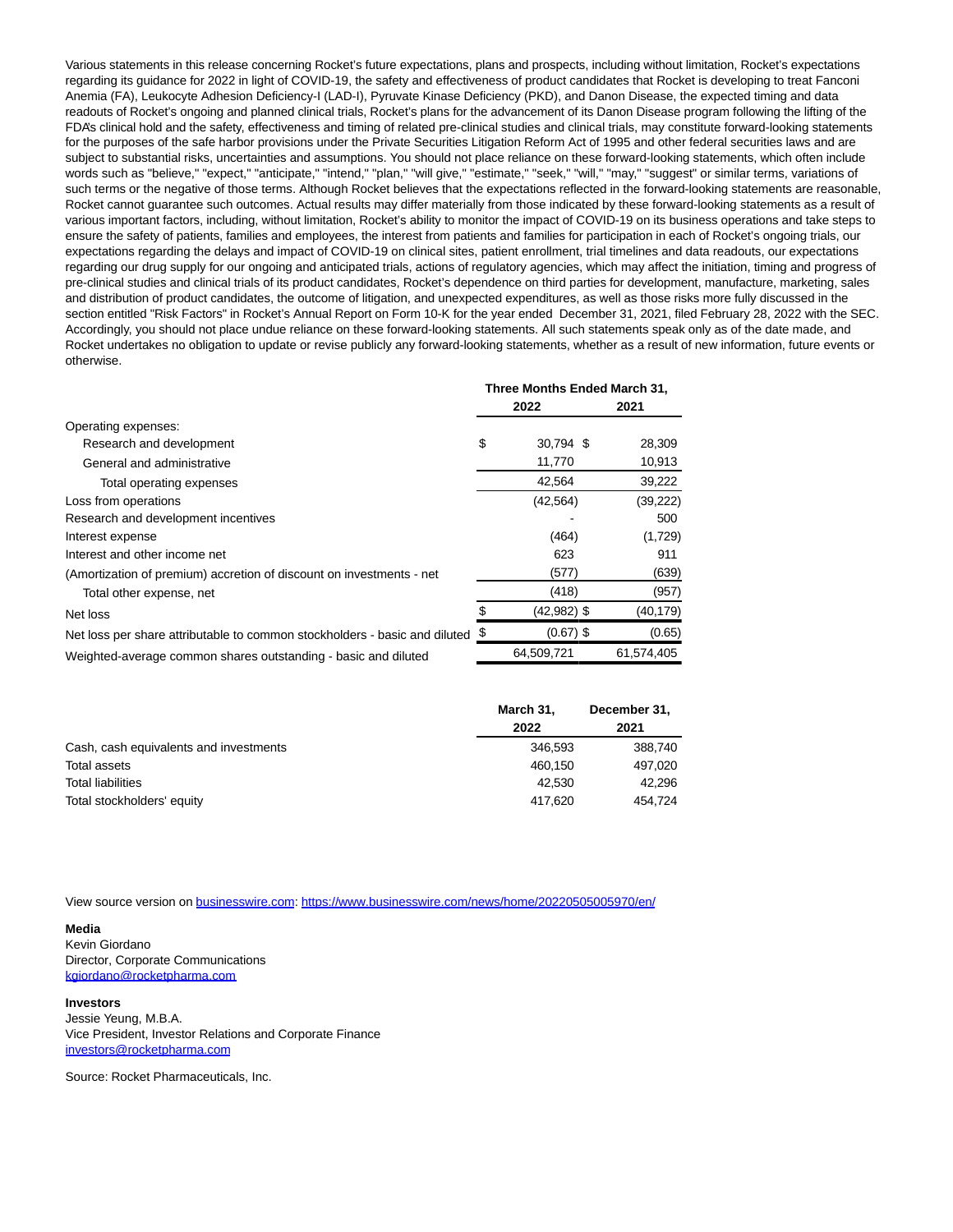Various statements in this release concerning Rocket's future expectations, plans and prospects, including without limitation, Rocket's expectations regarding its guidance for 2022 in light of COVID-19, the safety and effectiveness of product candidates that Rocket is developing to treat Fanconi Anemia (FA), Leukocyte Adhesion Deficiency-I (LAD-I), Pyruvate Kinase Deficiency (PKD), and Danon Disease, the expected timing and data readouts of Rocket's ongoing and planned clinical trials, Rocket's plans for the advancement of its Danon Disease program following the lifting of the FDA's clinical hold and the safety, effectiveness and timing of related pre-clinical studies and clinical trials, may constitute forward-looking statements for the purposes of the safe harbor provisions under the Private Securities Litigation Reform Act of 1995 and other federal securities laws and are subject to substantial risks, uncertainties and assumptions. You should not place reliance on these forward-looking statements, which often include words such as "believe," "expect," "anticipate," "intend," "plan," "will give," "estimate," "seek," "will," "may," "suggest" or similar terms, variations of such terms or the negative of those terms. Although Rocket believes that the expectations reflected in the forward-looking statements are reasonable, Rocket cannot guarantee such outcomes. Actual results may differ materially from those indicated by these forward-looking statements as a result of various important factors, including, without limitation, Rocket's ability to monitor the impact of COVID-19 on its business operations and take steps to ensure the safety of patients, families and employees, the interest from patients and families for participation in each of Rocket's ongoing trials, our expectations regarding the delays and impact of COVID-19 on clinical sites, patient enrollment, trial timelines and data readouts, our expectations regarding our drug supply for our ongoing and anticipated trials, actions of regulatory agencies, which may affect the initiation, timing and progress of pre-clinical studies and clinical trials of its product candidates, Rocket's dependence on third parties for development, manufacture, marketing, sales and distribution of product candidates, the outcome of litigation, and unexpected expenditures, as well as those risks more fully discussed in the section entitled "Risk Factors" in Rocket's Annual Report on Form 10-K for the year ended December 31, 2021, filed February 28, 2022 with the SEC. Accordingly, you should not place undue reliance on these forward-looking statements. All such statements speak only as of the date made, and Rocket undertakes no obligation to update or revise publicly any forward-looking statements, whether as a result of new information, future events or otherwise.

| | Three Months Ended March 31, | |
|---|---|---|
| | 2022 | 2021 |
| Operating expenses: | | |
| Research and development | $ 30,794 | $ 28,309 |
| General and administrative | 11,770 | 10,913 |
| Total operating expenses | 42,564 | 39,222 |
| Loss from operations | (42,564) | (39,222) |
| Research and development incentives | - | 500 |
| Interest expense | (464) | (1,729) |
| Interest and other income net | 623 | 911 |
| (Amortization of premium) accretion of discount on investments - net | (577) | (639) |
| Total other expense, net | (418) | (957) |
| Net loss | $ (42,982) | $ (40,179) |
| Net loss per share attributable to common stockholders - basic and diluted | $ (0.67) | $ (0.65) |
| Weighted-average common shares outstanding - basic and diluted | 64,509,721 | 61,574,405 |

| | March 31, 2022 | December 31, 2021 |
|---|---|---|
| Cash, cash equivalents and investments | 346,593 | 388,740 |
| Total assets | 460,150 | 497,020 |
| Total liabilities | 42,530 | 42,296 |
| Total stockholders' equity | 417,620 | 454,724 |

View source version on businesswire.com: https://www.businesswire.com/news/home/20220505005970/en/

**Media**
Kevin Giordano
Director, Corporate Communications
kgiordano@rocketpharma.com

**Investors**
Jessie Yeung, M.B.A.
Vice President, Investor Relations and Corporate Finance
investors@rocketpharma.com

Source: Rocket Pharmaceuticals, Inc.